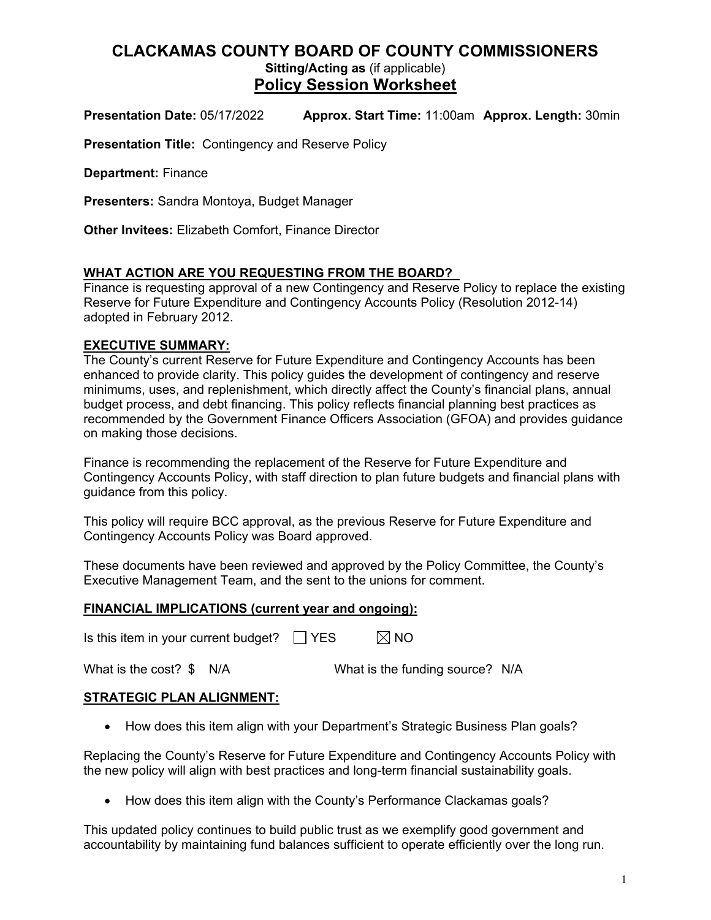# CLACKAMAS COUNTY BOARD OF COUNTY COMMISSIONERS

**Sitting/Acting as** (if applicable)

## Policy Session Worksheet

**Presentation Date:** 05/17/2022 **Approx. Start Time:** 11:00am **Approx. Length:** 30min

**Presentation Title:** Contingency and Reserve Policy

**Department:** Finance

**Presenters:** Sandra Montoya, Budget Manager

**Other Invitees:** Elizabeth Comfort, Finance Director

### WHAT ACTION ARE YOU REQUESTING FROM THE BOARD?

Finance is requesting approval of a new Contingency and Reserve Policy to replace the existing Reserve for Future Expenditure and Contingency Accounts Policy (Resolution 2012-14) adopted in February 2012.

### EXECUTIVE SUMMARY:

The County's current Reserve for Future Expenditure and Contingency Accounts has been enhanced to provide clarity. This policy guides the development of contingency and reserve minimums, uses, and replenishment, which directly affect the County's financial plans, annual budget process, and debt financing. This policy reflects financial planning best practices as recommended by the Government Finance Officers Association (GFOA) and provides guidance on making those decisions.

Finance is recommending the replacement of the Reserve for Future Expenditure and Contingency Accounts Policy, with staff direction to plan future budgets and financial plans with guidance from this policy.

This policy will require BCC approval, as the previous Reserve for Future Expenditure and Contingency Accounts Policy was Board approved.

These documents have been reviewed and approved by the Policy Committee, the County's Executive Management Team, and the sent to the unions for comment.

### FINANCIAL IMPLICATIONS (current year and ongoing):

Is this item in your current budget? ☐ YES ☒ NO

What is the cost? $ N/A What is the funding source? N/A

### STRATEGIC PLAN ALIGNMENT:

- How does this item align with your Department's Strategic Business Plan goals?

Replacing the County's Reserve for Future Expenditure and Contingency Accounts Policy with the new policy will align with best practices and long-term financial sustainability goals.

- How does this item align with the County's Performance Clackamas goals?

This updated policy continues to build public trust as we exemplify good government and accountability by maintaining fund balances sufficient to operate efficiently over the long run.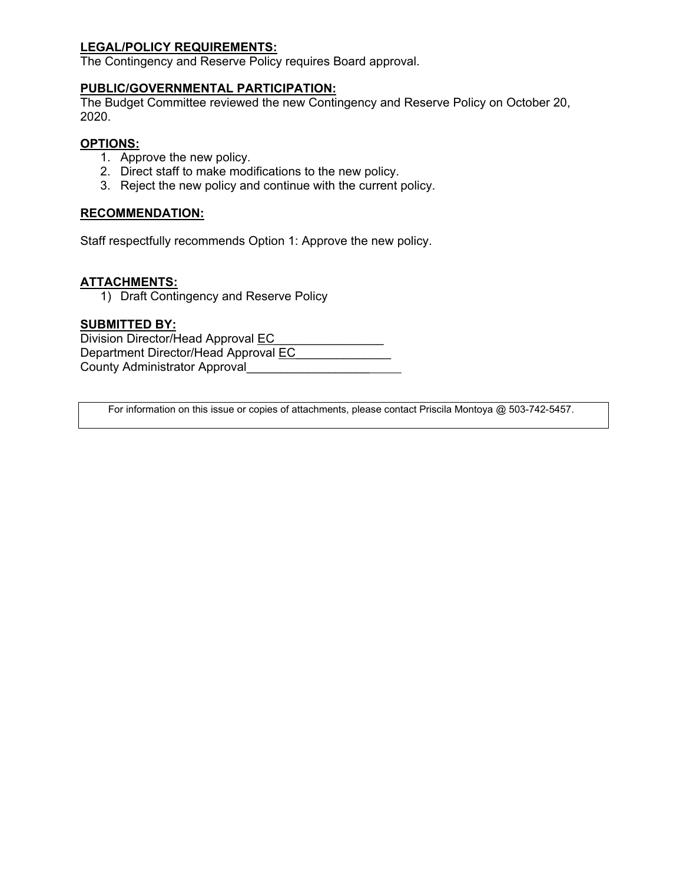**LEGAL/POLICY REQUIREMENTS:**
The Contingency and Reserve Policy requires Board approval.

**PUBLIC/GOVERNMENTAL PARTICIPATION:**
The Budget Committee reviewed the new Contingency and Reserve Policy on October 20, 2020.

**OPTIONS:**

1. Approve the new policy.
2. Direct staff to make modifications to the new policy.
3. Reject the new policy and continue with the current policy.

**RECOMMENDATION:**

Staff respectfully recommends Option 1: Approve the new policy.

**ATTACHMENTS:**

1) Draft Contingency and Reserve Policy

**SUBMITTED BY:**
Division Director/Head Approval EC________________
Department Director/Head Approval EC______________
County Administrator Approval_____________________

For information on this issue or copies of attachments, please contact Priscila Montoya @ 503-742-5457.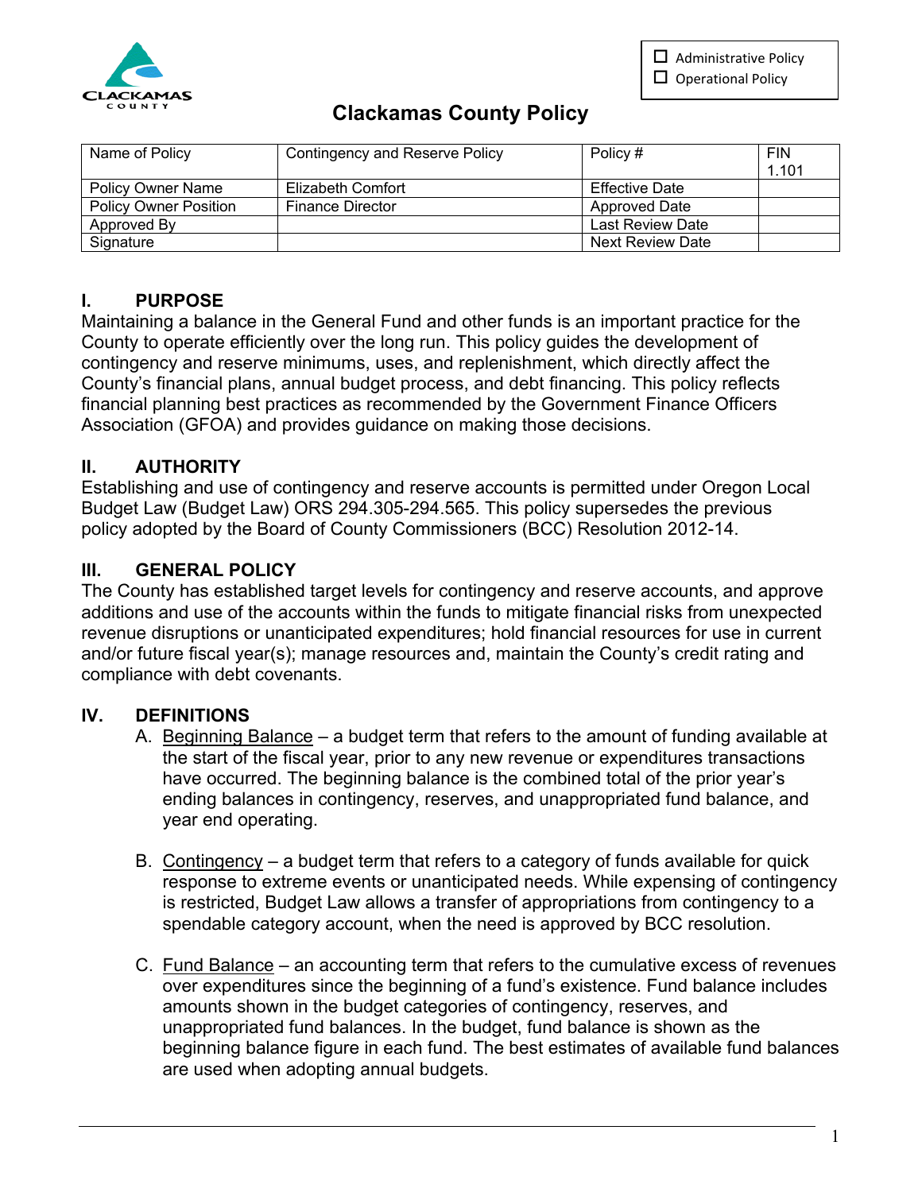- ☐ Administrative Policy
- ☐ Operational Policy

# Clackamas County Policy

| Name of Policy | Contingency and Reserve Policy | Policy # | FIN 1.101 |
|---|---|---|---|
| Policy Owner Name | Elizabeth Comfort | Effective Date | |
| Policy Owner Position | Finance Director | Approved Date | |
| Approved By | | Last Review Date | |
| Signature | | Next Review Date | |

## I. PURPOSE

Maintaining a balance in the General Fund and other funds is an important practice for the County to operate efficiently over the long run. This policy guides the development of contingency and reserve minimums, uses, and replenishment, which directly affect the County's financial plans, annual budget process, and debt financing. This policy reflects financial planning best practices as recommended by the Government Finance Officers Association (GFOA) and provides guidance on making those decisions.

## II. AUTHORITY

Establishing and use of contingency and reserve accounts is permitted under Oregon Local Budget Law (Budget Law) ORS 294.305-294.565. This policy supersedes the previous policy adopted by the Board of County Commissioners (BCC) Resolution 2012-14.

## III. GENERAL POLICY

The County has established target levels for contingency and reserve accounts, and approve additions and use of the accounts within the funds to mitigate financial risks from unexpected revenue disruptions or unanticipated expenditures; hold financial resources for use in current and/or future fiscal year(s); manage resources and, maintain the County's credit rating and compliance with debt covenants.

## IV. DEFINITIONS

A. Beginning Balance – a budget term that refers to the amount of funding available at the start of the fiscal year, prior to any new revenue or expenditures transactions have occurred. The beginning balance is the combined total of the prior year's ending balances in contingency, reserves, and unappropriated fund balance, and year end operating.

B. Contingency – a budget term that refers to a category of funds available for quick response to extreme events or unanticipated needs. While expensing of contingency is restricted, Budget Law allows a transfer of appropriations from contingency to a spendable category account, when the need is approved by BCC resolution.

C. Fund Balance – an accounting term that refers to the cumulative excess of revenues over expenditures since the beginning of a fund's existence. Fund balance includes amounts shown in the budget categories of contingency, reserves, and unappropriated fund balances. In the budget, fund balance is shown as the beginning balance figure in each fund. The best estimates of available fund balances are used when adopting annual budgets.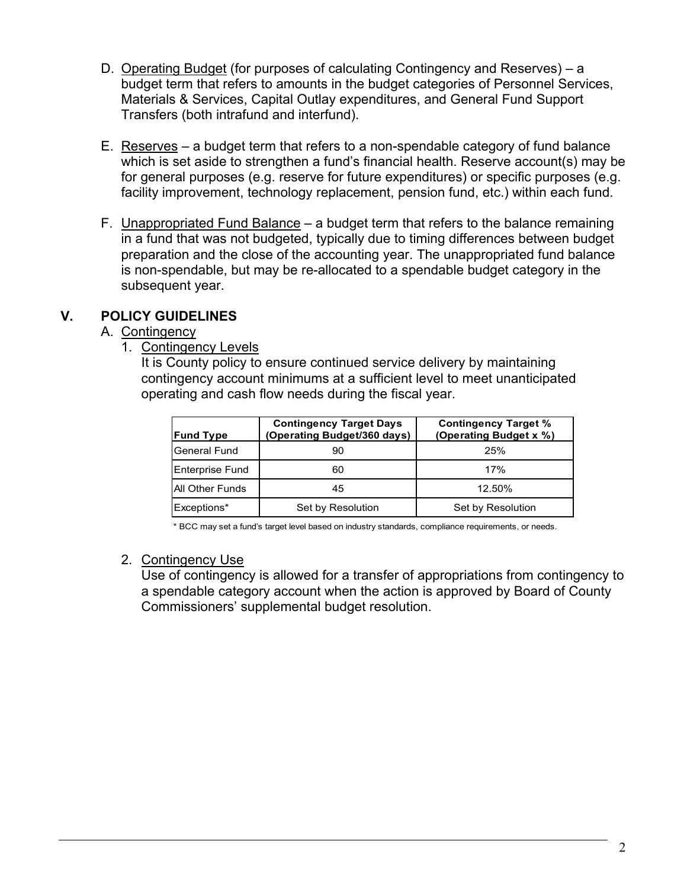D. Operating Budget (for purposes of calculating Contingency and Reserves) – a budget term that refers to amounts in the budget categories of Personnel Services, Materials & Services, Capital Outlay expenditures, and General Fund Support Transfers (both intrafund and interfund).

E. Reserves – a budget term that refers to a non-spendable category of fund balance which is set aside to strengthen a fund's financial health. Reserve account(s) may be for general purposes (e.g. reserve for future expenditures) or specific purposes (e.g. facility improvement, technology replacement, pension fund, etc.) within each fund.

F. Unappropriated Fund Balance – a budget term that refers to the balance remaining in a fund that was not budgeted, typically due to timing differences between budget preparation and the close of the accounting year. The unappropriated fund balance is non-spendable, but may be re-allocated to a spendable budget category in the subsequent year.

## V. POLICY GUIDELINES

A. Contingency

1. Contingency Levels

   It is County policy to ensure continued service delivery by maintaining contingency account minimums at a sufficient level to meet unanticipated operating and cash flow needs during the fiscal year.

| Fund Type | Contingency Target Days (Operating Budget/360 days) | Contingency Target % (Operating Budget x %) |
|---|---|---|
| General Fund | 90 | 25% |
| Enterprise Fund | 60 | 17% |
| All Other Funds | 45 | 12.50% |
| Exceptions* | Set by Resolution | Set by Resolution |

\* BCC may set a fund's target level based on industry standards, compliance requirements, or needs.

2. Contingency Use

   Use of contingency is allowed for a transfer of appropriations from contingency to a spendable category account when the action is approved by Board of County Commissioners' supplemental budget resolution.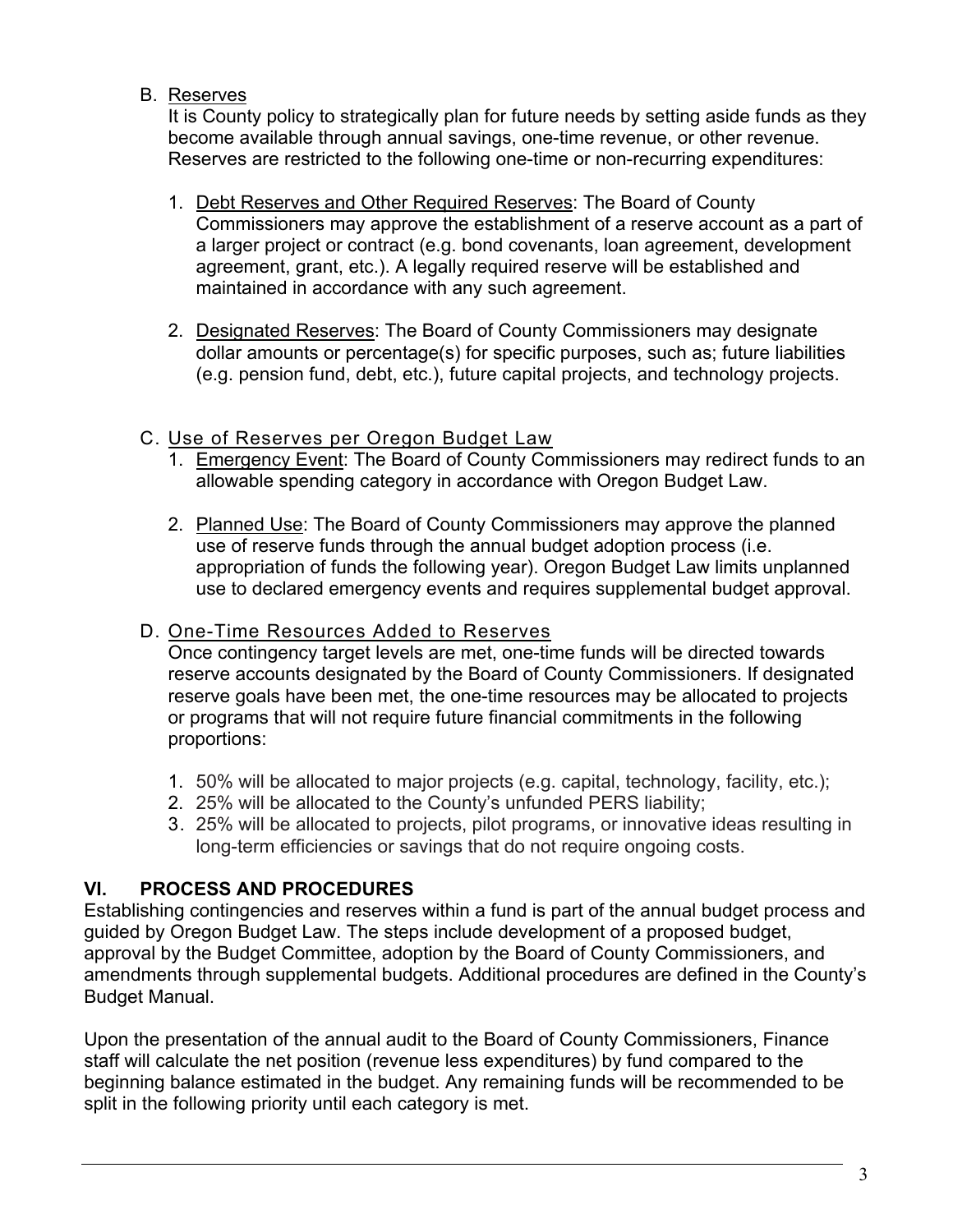B. Reserves

It is County policy to strategically plan for future needs by setting aside funds as they become available through annual savings, one-time revenue, or other revenue. Reserves are restricted to the following one-time or non-recurring expenditures:

1. Debt Reserves and Other Required Reserves: The Board of County Commissioners may approve the establishment of a reserve account as a part of a larger project or contract (e.g. bond covenants, loan agreement, development agreement, grant, etc.). A legally required reserve will be established and maintained in accordance with any such agreement.

2. Designated Reserves: The Board of County Commissioners may designate dollar amounts or percentage(s) for specific purposes, such as; future liabilities (e.g. pension fund, debt, etc.), future capital projects, and technology projects.

C. Use of Reserves per Oregon Budget Law

1. Emergency Event: The Board of County Commissioners may redirect funds to an allowable spending category in accordance with Oregon Budget Law.

2. Planned Use: The Board of County Commissioners may approve the planned use of reserve funds through the annual budget adoption process (i.e. appropriation of funds the following year). Oregon Budget Law limits unplanned use to declared emergency events and requires supplemental budget approval.

D. One-Time Resources Added to Reserves

Once contingency target levels are met, one-time funds will be directed towards reserve accounts designated by the Board of County Commissioners. If designated reserve goals have been met, the one-time resources may be allocated to projects or programs that will not require future financial commitments in the following proportions:

1. 50% will be allocated to major projects (e.g. capital, technology, facility, etc.);
2. 25% will be allocated to the County's unfunded PERS liability;
3. 25% will be allocated to projects, pilot programs, or innovative ideas resulting in long-term efficiencies or savings that do not require ongoing costs.

## VI. PROCESS AND PROCEDURES

Establishing contingencies and reserves within a fund is part of the annual budget process and guided by Oregon Budget Law. The steps include development of a proposed budget, approval by the Budget Committee, adoption by the Board of County Commissioners, and amendments through supplemental budgets. Additional procedures are defined in the County's Budget Manual.

Upon the presentation of the annual audit to the Board of County Commissioners, Finance staff will calculate the net position (revenue less expenditures) by fund compared to the beginning balance estimated in the budget. Any remaining funds will be recommended to be split in the following priority until each category is met.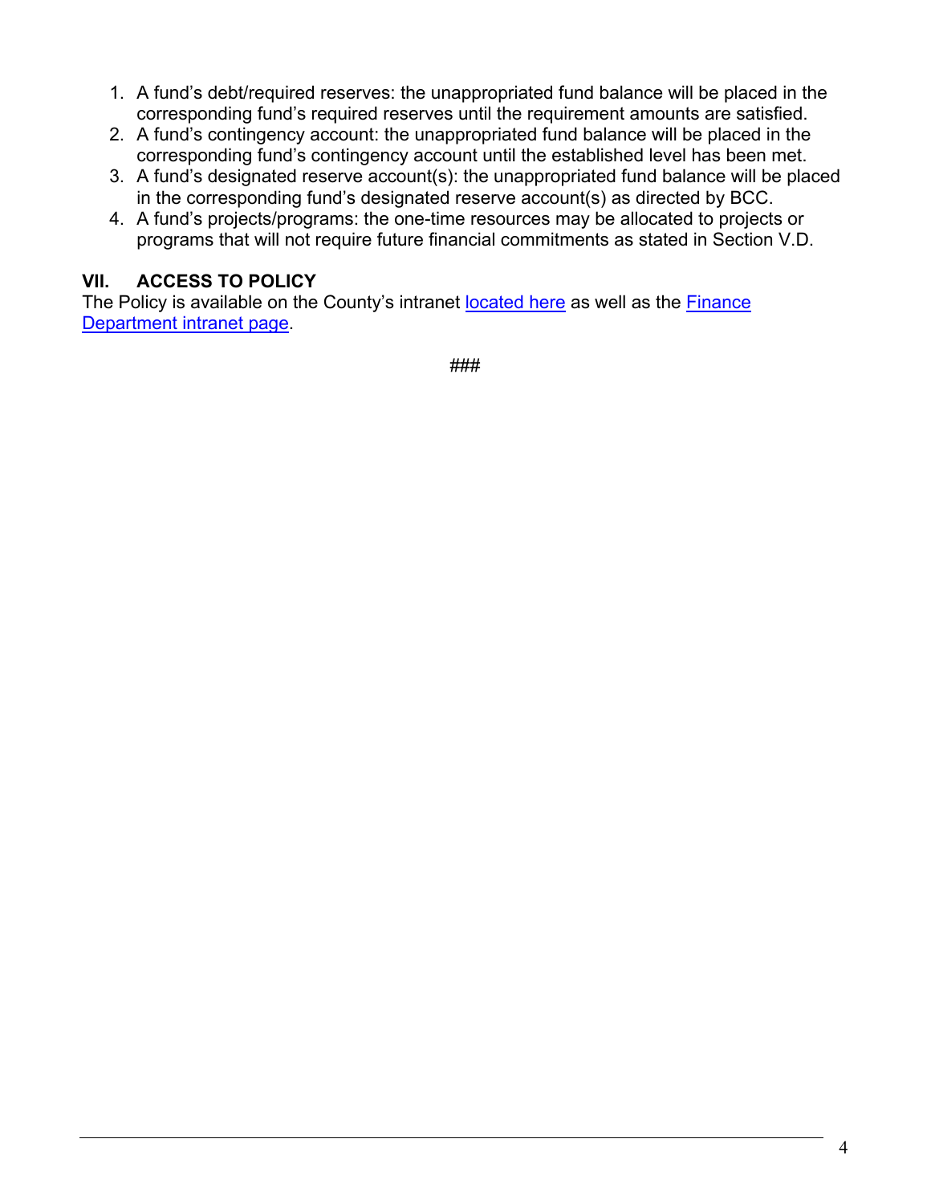1. A fund's debt/required reserves: the unappropriated fund balance will be placed in the corresponding fund's required reserves until the requirement amounts are satisfied.
2. A fund's contingency account: the unappropriated fund balance will be placed in the corresponding fund's contingency account until the established level has been met.
3. A fund's designated reserve account(s): the unappropriated fund balance will be placed in the corresponding fund's designated reserve account(s) as directed by BCC.
4. A fund's projects/programs: the one-time resources may be allocated to projects or programs that will not require future financial commitments as stated in Section V.D.

## VII. ACCESS TO POLICY

The Policy is available on the County's intranet located here as well as the Finance Department intranet page.

###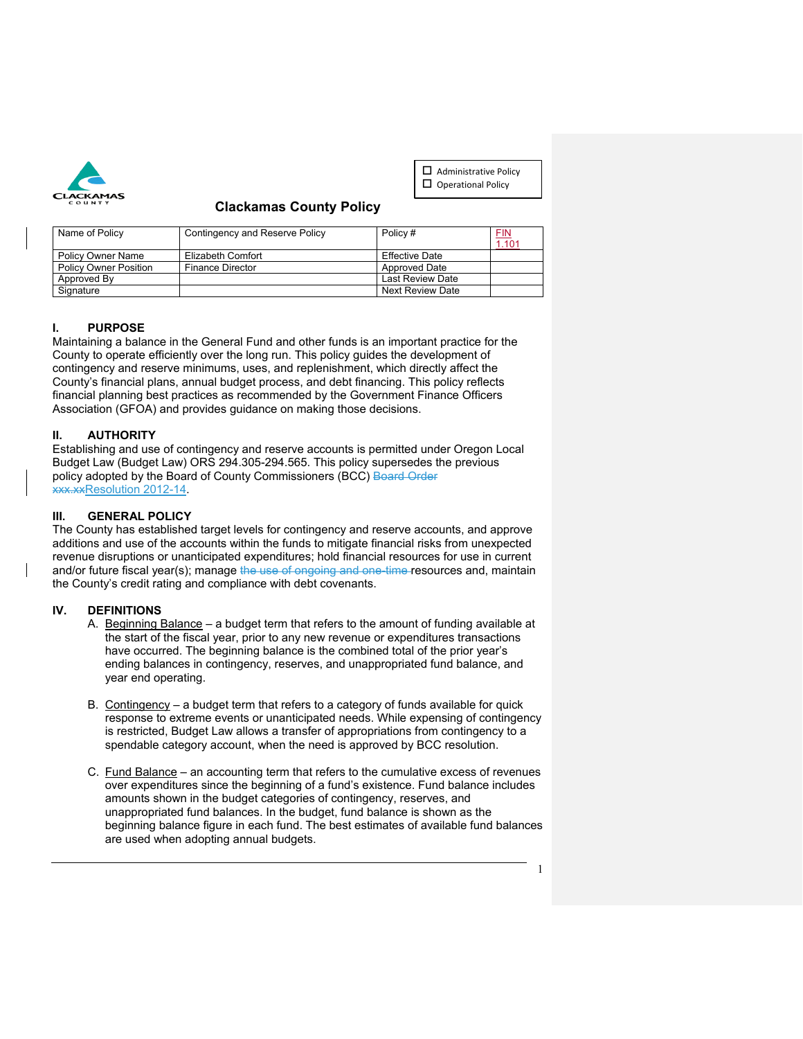- [ ] Administrative Policy
- [ ] Operational Policy

# Clackamas County Policy

| Name of Policy | Contingency and Reserve Policy | Policy # | FIN 1.101 |
|---|---|---|---|
| Policy Owner Name | Elizabeth Comfort | Effective Date | |
| Policy Owner Position | Finance Director | Approved Date | |
| Approved By | | Last Review Date | |
| Signature | | Next Review Date | |

## I. PURPOSE

Maintaining a balance in the General Fund and other funds is an important practice for the County to operate efficiently over the long run. This policy guides the development of contingency and reserve minimums, uses, and replenishment, which directly affect the County's financial plans, annual budget process, and debt financing. This policy reflects financial planning best practices as recommended by the Government Finance Officers Association (GFOA) and provides guidance on making those decisions.

## II. AUTHORITY

Establishing and use of contingency and reserve accounts is permitted under Oregon Local Budget Law (Budget Law) ORS 294.305-294.565. This policy supersedes the previous policy adopted by the Board of County Commissioners (BCC) ~~Board Order xxx.xx~~Resolution 2012-14.

## III. GENERAL POLICY

The County has established target levels for contingency and reserve accounts, and approve additions and use of the accounts within the funds to mitigate financial risks from unexpected revenue disruptions or unanticipated expenditures; hold financial resources for use in current and/or future fiscal year(s); manage ~~the use of ongoing and one-time~~ resources and, maintain the County's credit rating and compliance with debt covenants.

## IV. DEFINITIONS

A. Beginning Balance – a budget term that refers to the amount of funding available at the start of the fiscal year, prior to any new revenue or expenditures transactions have occurred. The beginning balance is the combined total of the prior year's ending balances in contingency, reserves, and unappropriated fund balance, and year end operating.

B. Contingency – a budget term that refers to a category of funds available for quick response to extreme events or unanticipated needs. While expensing of contingency is restricted, Budget Law allows a transfer of appropriations from contingency to a spendable category account, when the need is approved by BCC resolution.

C. Fund Balance – an accounting term that refers to the cumulative excess of revenues over expenditures since the beginning of a fund's existence. Fund balance includes amounts shown in the budget categories of contingency, reserves, and unappropriated fund balances. In the budget, fund balance is shown as the beginning balance figure in each fund. The best estimates of available fund balances are used when adopting annual budgets.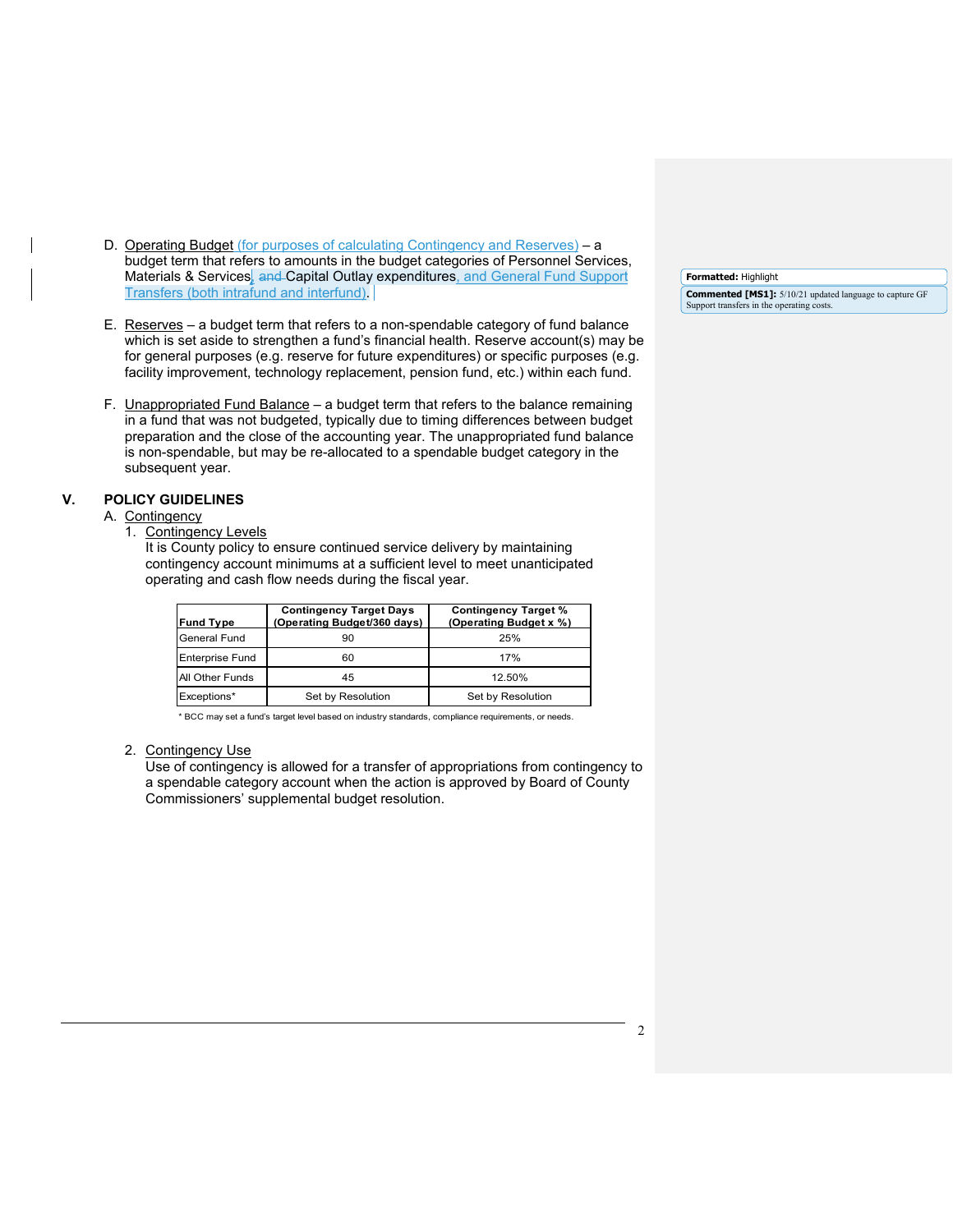D. Operating Budget (for purposes of calculating Contingency and Reserves) – a budget term that refers to amounts in the budget categories of Personnel Services, Materials & Services, Capital Outlay expenditures, and General Fund Support Transfers (both intrafund and interfund).

E. Reserves – a budget term that refers to a non-spendable category of fund balance which is set aside to strengthen a fund's financial health. Reserve account(s) may be for general purposes (e.g. reserve for future expenditures) or specific purposes (e.g. facility improvement, technology replacement, pension fund, etc.) within each fund.

F. Unappropriated Fund Balance – a budget term that refers to the balance remaining in a fund that was not budgeted, typically due to timing differences between budget preparation and the close of the accounting year. The unappropriated fund balance is non-spendable, but may be re-allocated to a spendable budget category in the subsequent year.

## V. POLICY GUIDELINES

A. Contingency

1. Contingency Levels

It is County policy to ensure continued service delivery by maintaining contingency account minimums at a sufficient level to meet unanticipated operating and cash flow needs during the fiscal year.

| Fund Type | Contingency Target Days (Operating Budget/360 days) | Contingency Target % (Operating Budget x %) |
|---|---|---|
| General Fund | 90 | 25% |
| Enterprise Fund | 60 | 17% |
| All Other Funds | 45 | 12.50% |
| Exceptions* | Set by Resolution | Set by Resolution |

\* BCC may set a fund's target level based on industry standards, compliance requirements, or needs.

2. Contingency Use

Use of contingency is allowed for a transfer of appropriations from contingency to a spendable category account when the action is approved by Board of County Commissioners' supplemental budget resolution.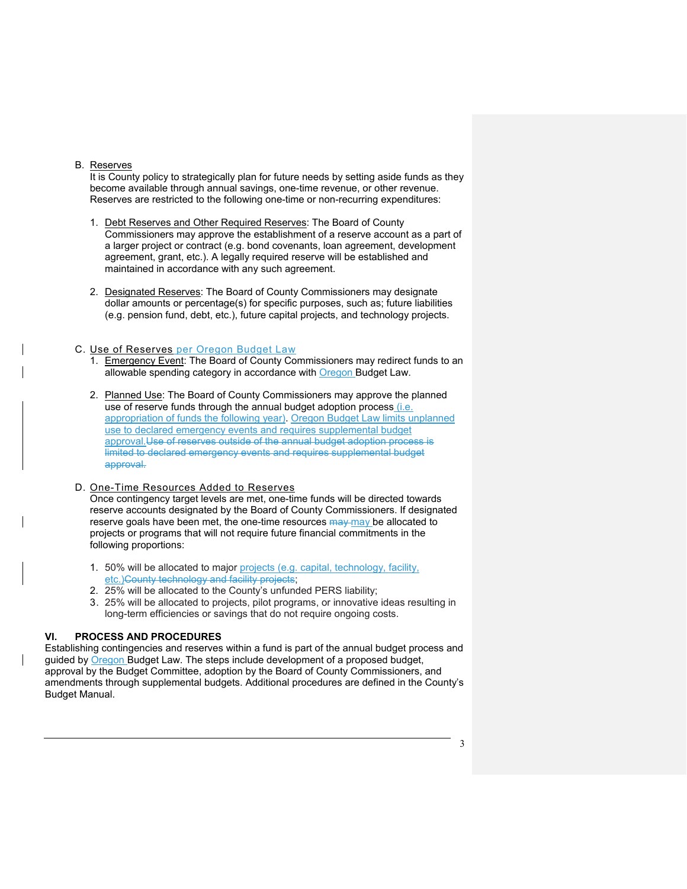B. Reserves

It is County policy to strategically plan for future needs by setting aside funds as they become available through annual savings, one-time revenue, or other revenue. Reserves are restricted to the following one-time or non-recurring expenditures:

1. Debt Reserves and Other Required Reserves: The Board of County Commissioners may approve the establishment of a reserve account as a part of a larger project or contract (e.g. bond covenants, loan agreement, development agreement, grant, etc.). A legally required reserve will be established and maintained in accordance with any such agreement.

2. Designated Reserves: The Board of County Commissioners may designate dollar amounts or percentage(s) for specific purposes, such as; future liabilities (e.g. pension fund, debt, etc.), future capital projects, and technology projects.

C. Use of Reserves per Oregon Budget Law

1. Emergency Event: The Board of County Commissioners may redirect funds to an allowable spending category in accordance with Oregon Budget Law.

2. Planned Use: The Board of County Commissioners may approve the planned use of reserve funds through the annual budget adoption process (i.e. appropriation of funds the following year). Oregon Budget Law limits unplanned use to declared emergency events and requires supplemental budget approval.~~Use of reserves outside of the annual budget adoption process is limited to declared emergency events and requires supplemental budget approval.~~

D. One-Time Resources Added to Reserves

Once contingency target levels are met, one-time funds will be directed towards reserve accounts designated by the Board of County Commissioners. If designated reserve goals have been met, the one-time resources ~~may~~ may be allocated to projects or programs that will not require future financial commitments in the following proportions:

1. 50% will be allocated to major projects (e.g. capital, technology, facility, etc.)~~County technology and facility projects~~;
2. 25% will be allocated to the County's unfunded PERS liability;
3. 25% will be allocated to projects, pilot programs, or innovative ideas resulting in long-term efficiencies or savings that do not require ongoing costs.

## VI. PROCESS AND PROCEDURES

Establishing contingencies and reserves within a fund is part of the annual budget process and guided by Oregon Budget Law. The steps include development of a proposed budget, approval by the Budget Committee, adoption by the Board of County Commissioners, and amendments through supplemental budgets. Additional procedures are defined in the County's Budget Manual.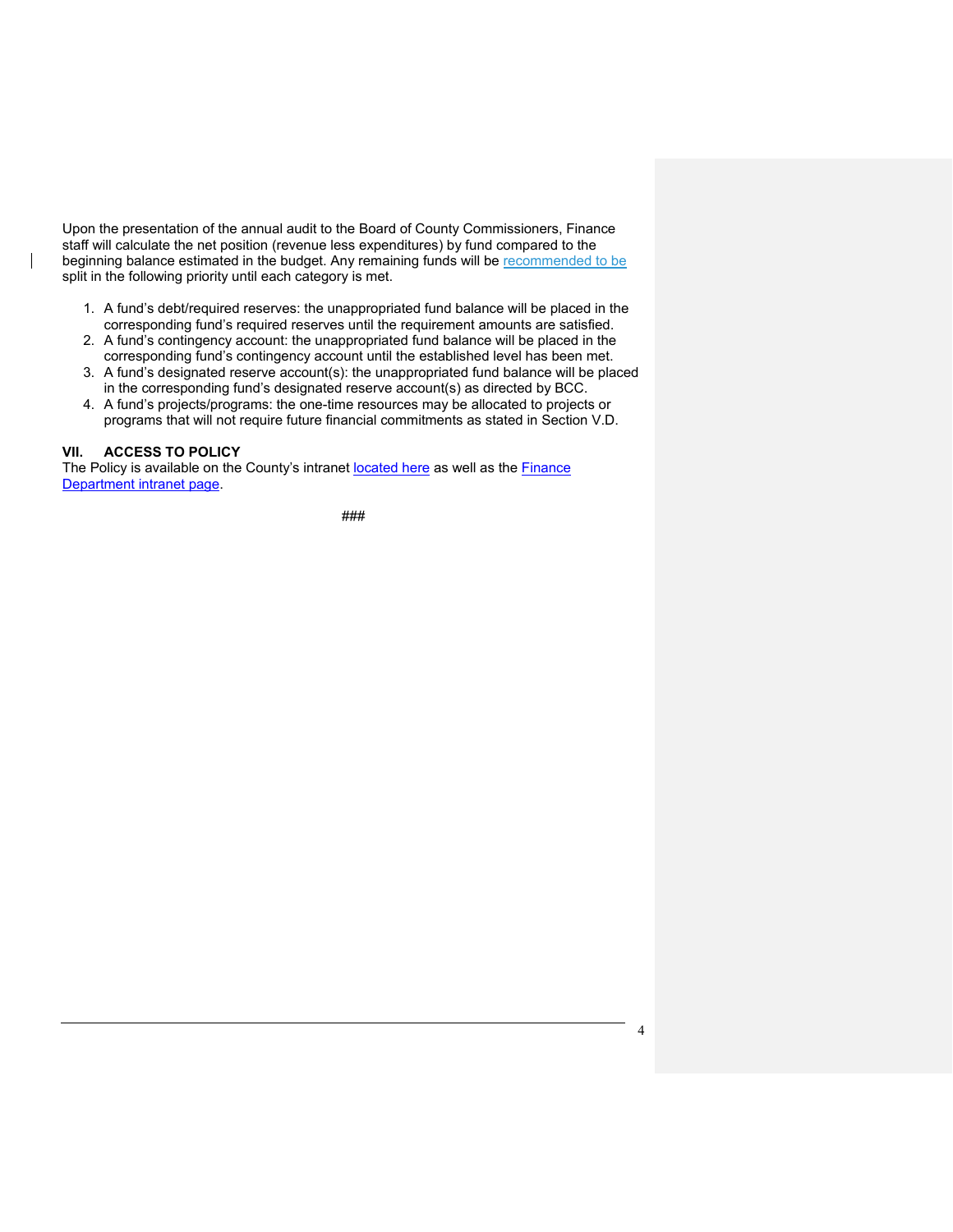Upon the presentation of the annual audit to the Board of County Commissioners, Finance staff will calculate the net position (revenue less expenditures) by fund compared to the beginning balance estimated in the budget. Any remaining funds will be recommended to be split in the following priority until each category is met.

1. A fund's debt/required reserves: the unappropriated fund balance will be placed in the corresponding fund's required reserves until the requirement amounts are satisfied.
2. A fund's contingency account: the unappropriated fund balance will be placed in the corresponding fund's contingency account until the established level has been met.
3. A fund's designated reserve account(s): the unappropriated fund balance will be placed in the corresponding fund's designated reserve account(s) as directed by BCC.
4. A fund's projects/programs: the one-time resources may be allocated to projects or programs that will not require future financial commitments as stated in Section V.D.

## VII. ACCESS TO POLICY

The Policy is available on the County's intranet located here as well as the Finance Department intranet page.

###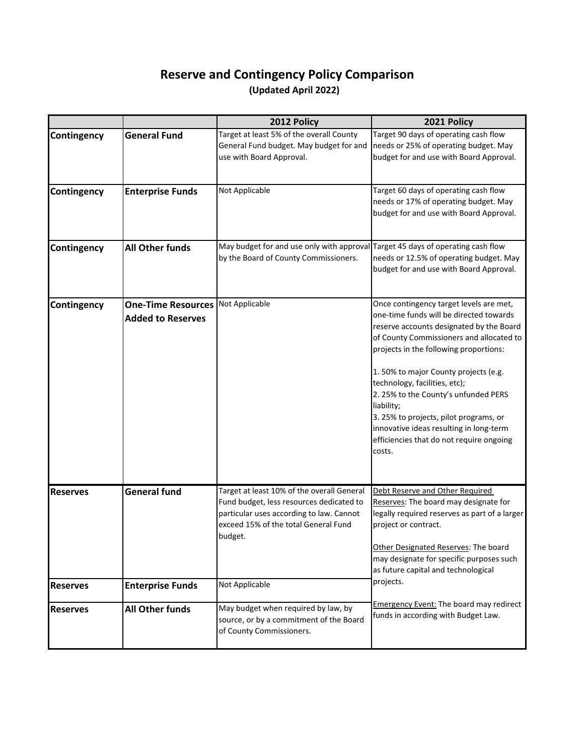# Reserve and Contingency Policy Comparison

**(Updated April 2022)**

| | | 2012 Policy | 2021 Policy |
|---|---|---|---|
| **Contingency** | **General Fund** | Target at least 5% of the overall County General Fund budget. May budget for and use with Board Approval. | Target 90 days of operating cash flow needs or 25% of operating budget. May budget for and use with Board Approval. |
| **Contingency** | **Enterprise Funds** | Not Applicable | Target 60 days of operating cash flow needs or 17% of operating budget. May budget for and use with Board Approval. |
| **Contingency** | **All Other funds** | May budget for and use only with approval by the Board of County Commissioners. | Target 45 days of operating cash flow needs or 12.5% of operating budget. May budget for and use with Board Approval. |
| **Contingency** | **One-Time Resources Added to Reserves** | Not Applicable | Once contingency target levels are met, one-time funds will be directed towards reserve accounts designated by the Board of County Commissioners and allocated to projects in the following proportions:<br><br>1. 50% to major County projects (e.g. technology, facilities, etc);<br>2. 25% to the County's unfunded PERS liability;<br>3. 25% to projects, pilot programs, or innovative ideas resulting in long-term efficiencies that do not require ongoing costs. |
| **Reserves** | **General fund** | Target at least 10% of the overall General Fund budget, less resources dedicated to particular uses according to law. Cannot exceed 15% of the total General Fund budget. | Debt Reserve and Other Required Reserves: The board may designate for legally required reserves as part of a larger project or contract.<br><br>Other Designated Reserves: The board may designate for specific purposes such as future capital and technological projects.<br><br>Emergency Event: The board may redirect funds in according with Budget Law. |
| **Reserves** | **Enterprise Funds** | Not Applicable | |
| **Reserves** | **All Other funds** | May budget when required by law, by source, or by a commitment of the Board of County Commissioners. | |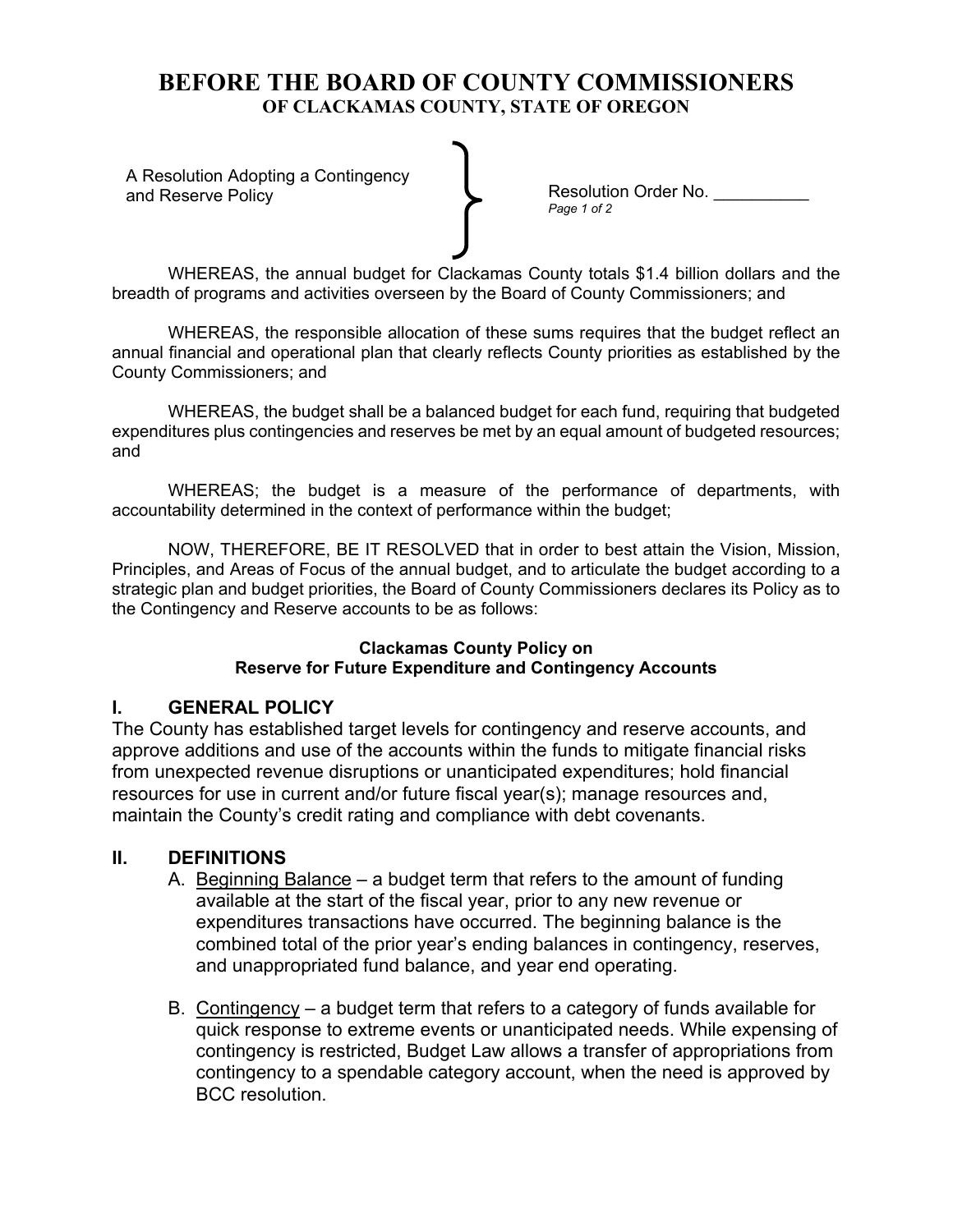# BEFORE THE BOARD OF COUNTY COMMISSIONERS
## OF CLACKAMAS COUNTY, STATE OF OREGON

A Resolution Adopting a Contingency and Reserve Policy

Resolution Order No. __________

WHEREAS, the annual budget for Clackamas County totals $1.4 billion dollars and the breadth of programs and activities overseen by the Board of County Commissioners; and

WHEREAS, the responsible allocation of these sums requires that the budget reflect an annual financial and operational plan that clearly reflects County priorities as established by the County Commissioners; and

WHEREAS, the budget shall be a balanced budget for each fund, requiring that budgeted expenditures plus contingencies and reserves be met by an equal amount of budgeted resources; and

WHEREAS; the budget is a measure of the performance of departments, with accountability determined in the context of performance within the budget;

NOW, THEREFORE, BE IT RESOLVED that in order to best attain the Vision, Mission, Principles, and Areas of Focus of the annual budget, and to articulate the budget according to a strategic plan and budget priorities, the Board of County Commissioners declares its Policy as to the Contingency and Reserve accounts to be as follows:

**Clackamas County Policy on**
**Reserve for Future Expenditure and Contingency Accounts**

## I. GENERAL POLICY

The County has established target levels for contingency and reserve accounts, and approve additions and use of the accounts within the funds to mitigate financial risks from unexpected revenue disruptions or unanticipated expenditures; hold financial resources for use in current and/or future fiscal year(s); manage resources and, maintain the County's credit rating and compliance with debt covenants.

## II. DEFINITIONS

A. Beginning Balance – a budget term that refers to the amount of funding available at the start of the fiscal year, prior to any new revenue or expenditures transactions have occurred. The beginning balance is the combined total of the prior year's ending balances in contingency, reserves, and unappropriated fund balance, and year end operating.

B. Contingency – a budget term that refers to a category of funds available for quick response to extreme events or unanticipated needs. While expensing of contingency is restricted, Budget Law allows a transfer of appropriations from contingency to a spendable category account, when the need is approved by BCC resolution.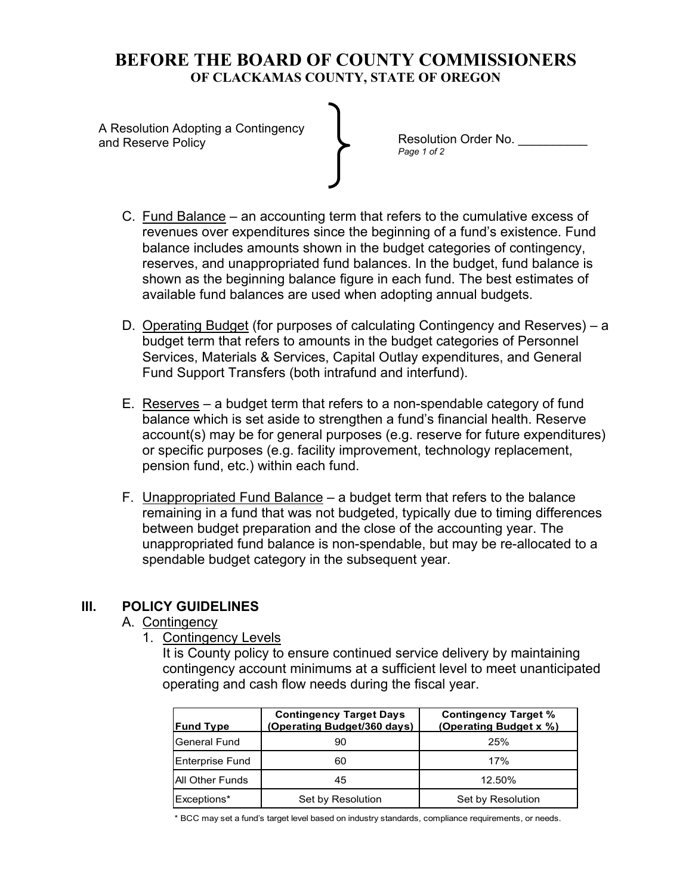# BEFORE THE BOARD OF COUNTY COMMISSIONERS
## OF CLACKAMAS COUNTY, STATE OF OREGON

A Resolution Adopting a Contingency and Reserve Policy

Resolution Order No. __________
*Page 1 of 2*

C. Fund Balance – an accounting term that refers to the cumulative excess of revenues over expenditures since the beginning of a fund's existence. Fund balance includes amounts shown in the budget categories of contingency, reserves, and unappropriated fund balances. In the budget, fund balance is shown as the beginning balance figure in each fund. The best estimates of available fund balances are used when adopting annual budgets.

D. Operating Budget (for purposes of calculating Contingency and Reserves) – a budget term that refers to amounts in the budget categories of Personnel Services, Materials & Services, Capital Outlay expenditures, and General Fund Support Transfers (both intrafund and interfund).

E. Reserves – a budget term that refers to a non-spendable category of fund balance which is set aside to strengthen a fund's financial health. Reserve account(s) may be for general purposes (e.g. reserve for future expenditures) or specific purposes (e.g. facility improvement, technology replacement, pension fund, etc.) within each fund.

F. Unappropriated Fund Balance – a budget term that refers to the balance remaining in a fund that was not budgeted, typically due to timing differences between budget preparation and the close of the accounting year. The unappropriated fund balance is non-spendable, but may be re-allocated to a spendable budget category in the subsequent year.

## III. POLICY GUIDELINES

A. Contingency

1. Contingency Levels

It is County policy to ensure continued service delivery by maintaining contingency account minimums at a sufficient level to meet unanticipated operating and cash flow needs during the fiscal year.

| Fund Type | Contingency Target Days (Operating Budget/360 days) | Contingency Target % (Operating Budget x %) |
|---|---|---|
| General Fund | 90 | 25% |
| Enterprise Fund | 60 | 17% |
| All Other Funds | 45 | 12.50% |
| Exceptions* | Set by Resolution | Set by Resolution |

* BCC may set a fund's target level based on industry standards, compliance requirements, or needs.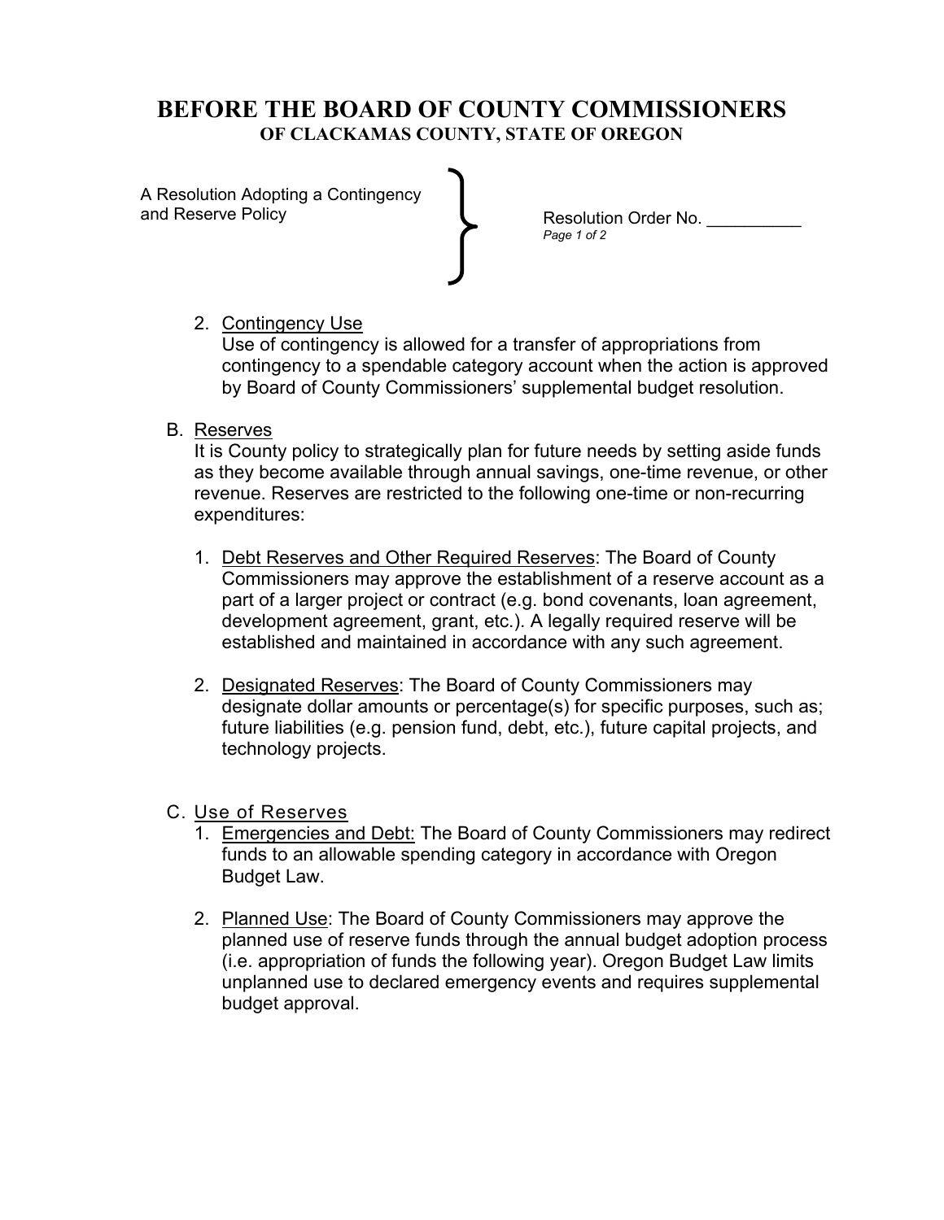# BEFORE THE BOARD OF COUNTY COMMISSIONERS
## OF CLACKAMAS COUNTY, STATE OF OREGON

A Resolution Adopting a Contingency and Reserve Policy

Resolution Order No. __________

2. Contingency Use
   Use of contingency is allowed for a transfer of appropriations from contingency to a spendable category account when the action is approved by Board of County Commissioners' supplemental budget resolution.

B. Reserves
   It is County policy to strategically plan for future needs by setting aside funds as they become available through annual savings, one-time revenue, or other revenue. Reserves are restricted to the following one-time or non-recurring expenditures:

   1. Debt Reserves and Other Required Reserves: The Board of County Commissioners may approve the establishment of a reserve account as a part of a larger project or contract (e.g. bond covenants, loan agreement, development agreement, grant, etc.). A legally required reserve will be established and maintained in accordance with any such agreement.

   2. Designated Reserves: The Board of County Commissioners may designate dollar amounts or percentage(s) for specific purposes, such as; future liabilities (e.g. pension fund, debt, etc.), future capital projects, and technology projects.

C. Use of Reserves
   1. Emergencies and Debt: The Board of County Commissioners may redirect funds to an allowable spending category in accordance with Oregon Budget Law.

   2. Planned Use: The Board of County Commissioners may approve the planned use of reserve funds through the annual budget adoption process (i.e. appropriation of funds the following year). Oregon Budget Law limits unplanned use to declared emergency events and requires supplemental budget approval.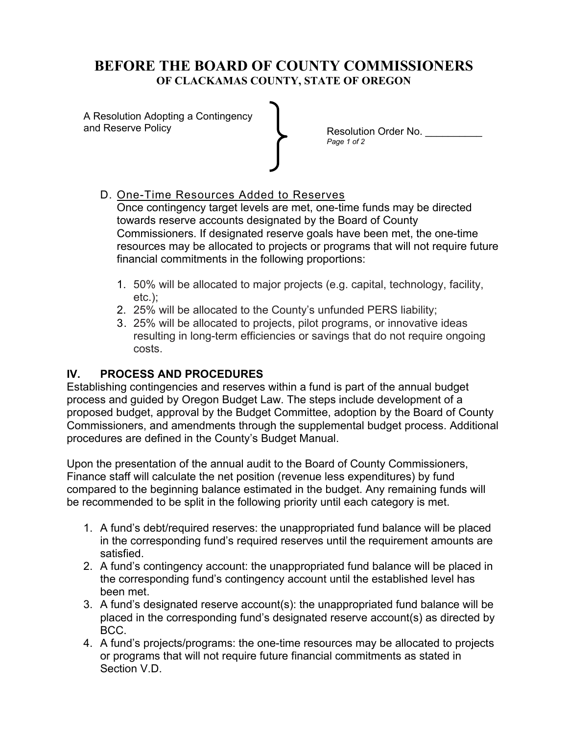# BEFORE THE BOARD OF COUNTY COMMISSIONERS
## OF CLACKAMAS COUNTY, STATE OF OREGON

A Resolution Adopting a Contingency and Reserve Policy

Resolution Order No. __________

*Page 1 of 2*

D. One-Time Resources Added to Reserves
   Once contingency target levels are met, one-time funds may be directed towards reserve accounts designated by the Board of County Commissioners. If designated reserve goals have been met, the one-time resources may be allocated to projects or programs that will not require future financial commitments in the following proportions:

   1. 50% will be allocated to major projects (e.g. capital, technology, facility, etc.);
   2. 25% will be allocated to the County's unfunded PERS liability;
   3. 25% will be allocated to projects, pilot programs, or innovative ideas resulting in long-term efficiencies or savings that do not require ongoing costs.

## IV. PROCESS AND PROCEDURES

Establishing contingencies and reserves within a fund is part of the annual budget process and guided by Oregon Budget Law. The steps include development of a proposed budget, approval by the Budget Committee, adoption by the Board of County Commissioners, and amendments through the supplemental budget process. Additional procedures are defined in the County's Budget Manual.

Upon the presentation of the annual audit to the Board of County Commissioners, Finance staff will calculate the net position (revenue less expenditures) by fund compared to the beginning balance estimated in the budget. Any remaining funds will be recommended to be split in the following priority until each category is met.

1. A fund's debt/required reserves: the unappropriated fund balance will be placed in the corresponding fund's required reserves until the requirement amounts are satisfied.
2. A fund's contingency account: the unappropriated fund balance will be placed in the corresponding fund's contingency account until the established level has been met.
3. A fund's designated reserve account(s): the unappropriated fund balance will be placed in the corresponding fund's designated reserve account(s) as directed by BCC.
4. A fund's projects/programs: the one-time resources may be allocated to projects or programs that will not require future financial commitments as stated in Section V.D.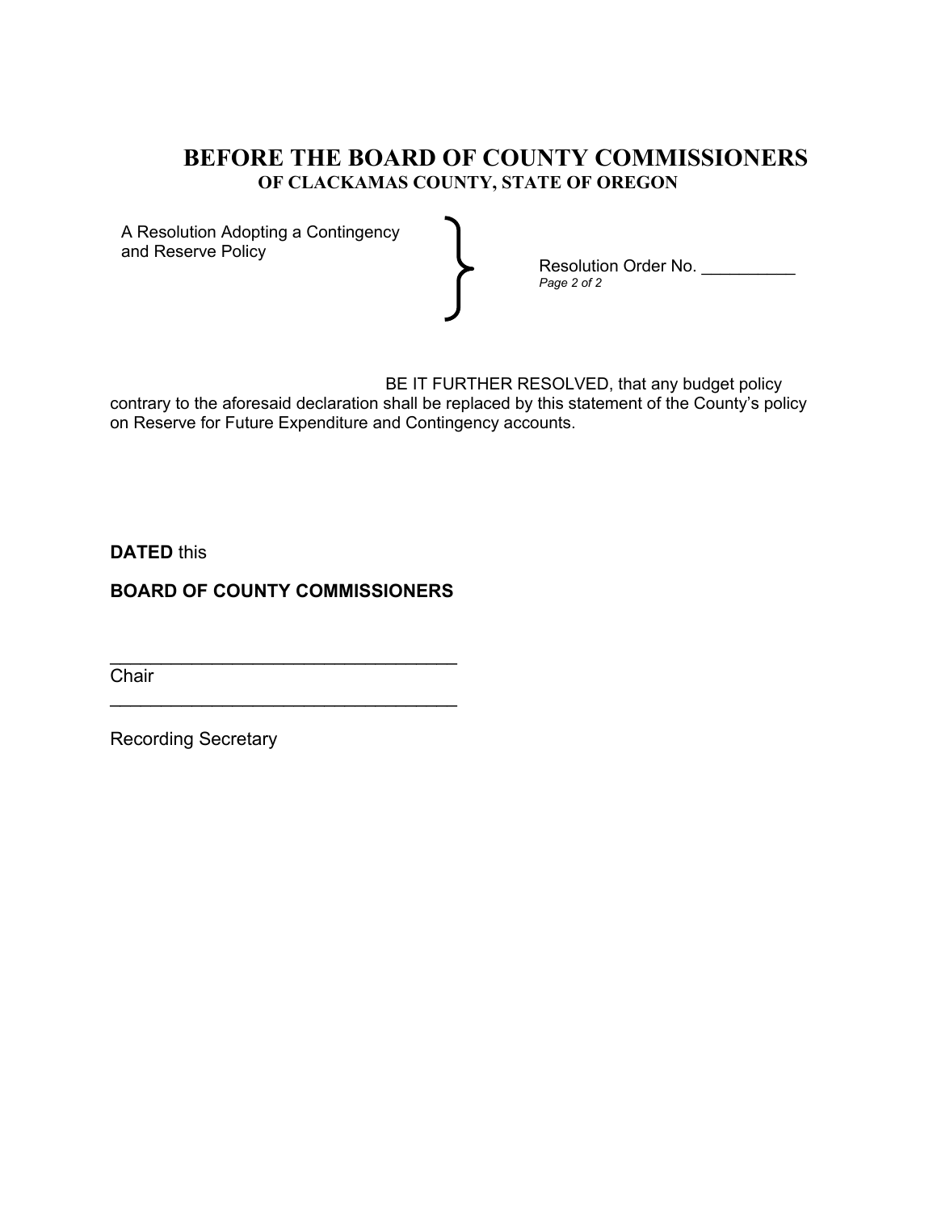# BEFORE THE BOARD OF COUNTY COMMISSIONERS
## OF CLACKAMAS COUNTY, STATE OF OREGON

A Resolution Adopting a Contingency and Reserve Policy

Resolution Order No. __________

BE IT FURTHER RESOLVED, that any budget policy contrary to the aforesaid declaration shall be replaced by this statement of the County's policy on Reserve for Future Expenditure and Contingency accounts.

**DATED** this

**BOARD OF COUNTY COMMISSIONERS**

___________________________________
Chair

___________________________________
Recording Secretary